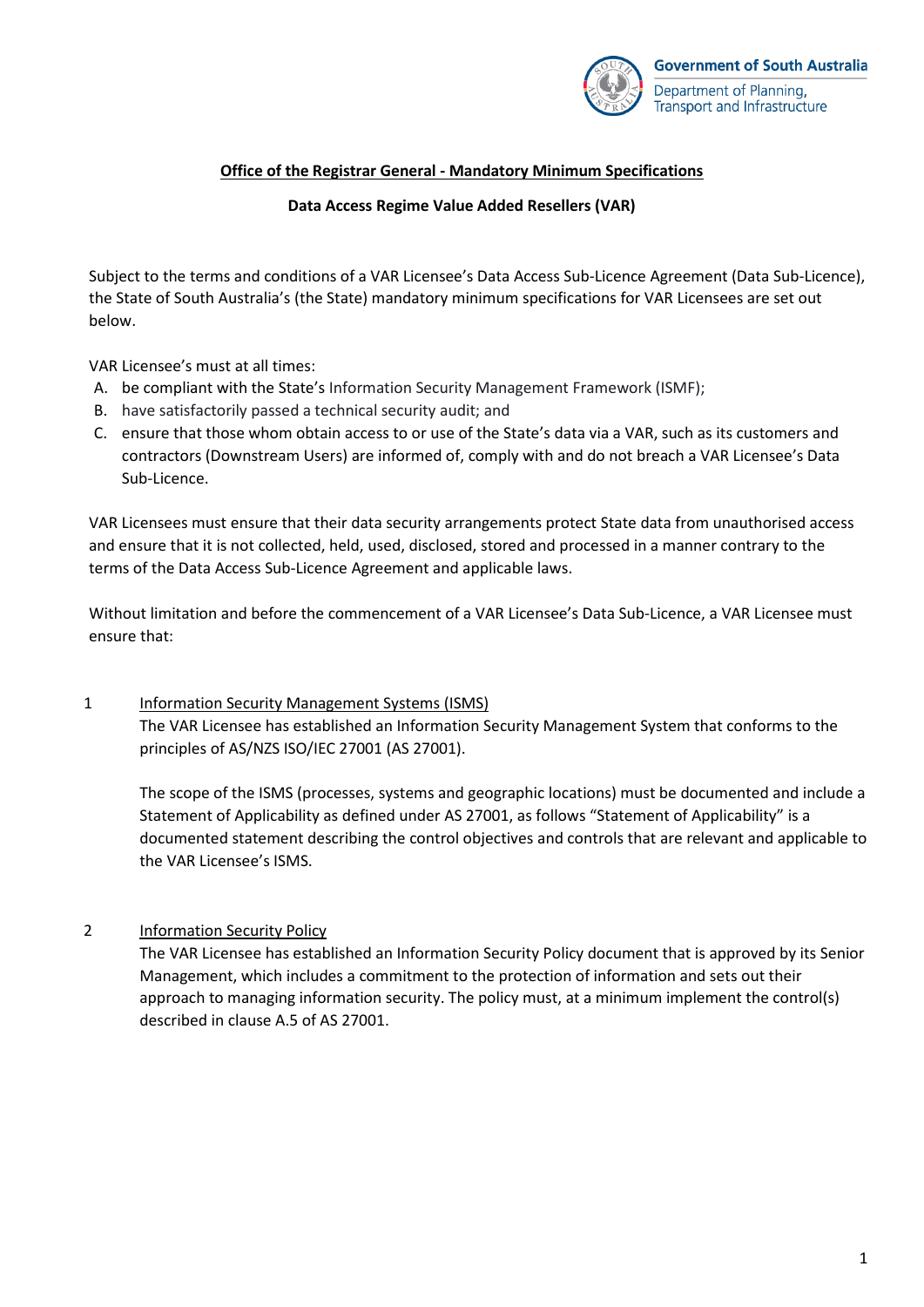Government of South Australia
Department of Planning, Transport and Infrastructure

**Office of the Registrar General - Mandatory Minimum Specifications**

**Data Access Regime Value Added Resellers (VAR)**

Subject to the terms and conditions of a VAR Licensee's Data Access Sub-Licence Agreement (Data Sub-Licence), the State of South Australia's (the State) mandatory minimum specifications for VAR Licensees are set out below.

VAR Licensee's must at all times:

A. be compliant with the State's Information Security Management Framework (ISMF);
B. have satisfactorily passed a technical security audit; and
C. ensure that those whom obtain access to or use of the State's data via a VAR, such as its customers and contractors (Downstream Users) are informed of, comply with and do not breach a VAR Licensee's Data Sub-Licence.

VAR Licensees must ensure that their data security arrangements protect State data from unauthorised access and ensure that it is not collected, held, used, disclosed, stored and processed in a manner contrary to the terms of the Data Access Sub-Licence Agreement and applicable laws.

Without limitation and before the commencement of a VAR Licensee's Data Sub-Licence, a VAR Licensee must ensure that:

1 Information Security Management Systems (ISMS)

The VAR Licensee has established an Information Security Management System that conforms to the principles of AS/NZS ISO/IEC 27001 (AS 27001).

The scope of the ISMS (processes, systems and geographic locations) must be documented and include a Statement of Applicability as defined under AS 27001, as follows "Statement of Applicability" is a documented statement describing the control objectives and controls that are relevant and applicable to the VAR Licensee's ISMS.

2 Information Security Policy

The VAR Licensee has established an Information Security Policy document that is approved by its Senior Management, which includes a commitment to the protection of information and sets out their approach to managing information security. The policy must, at a minimum implement the control(s) described in clause A.5 of AS 27001.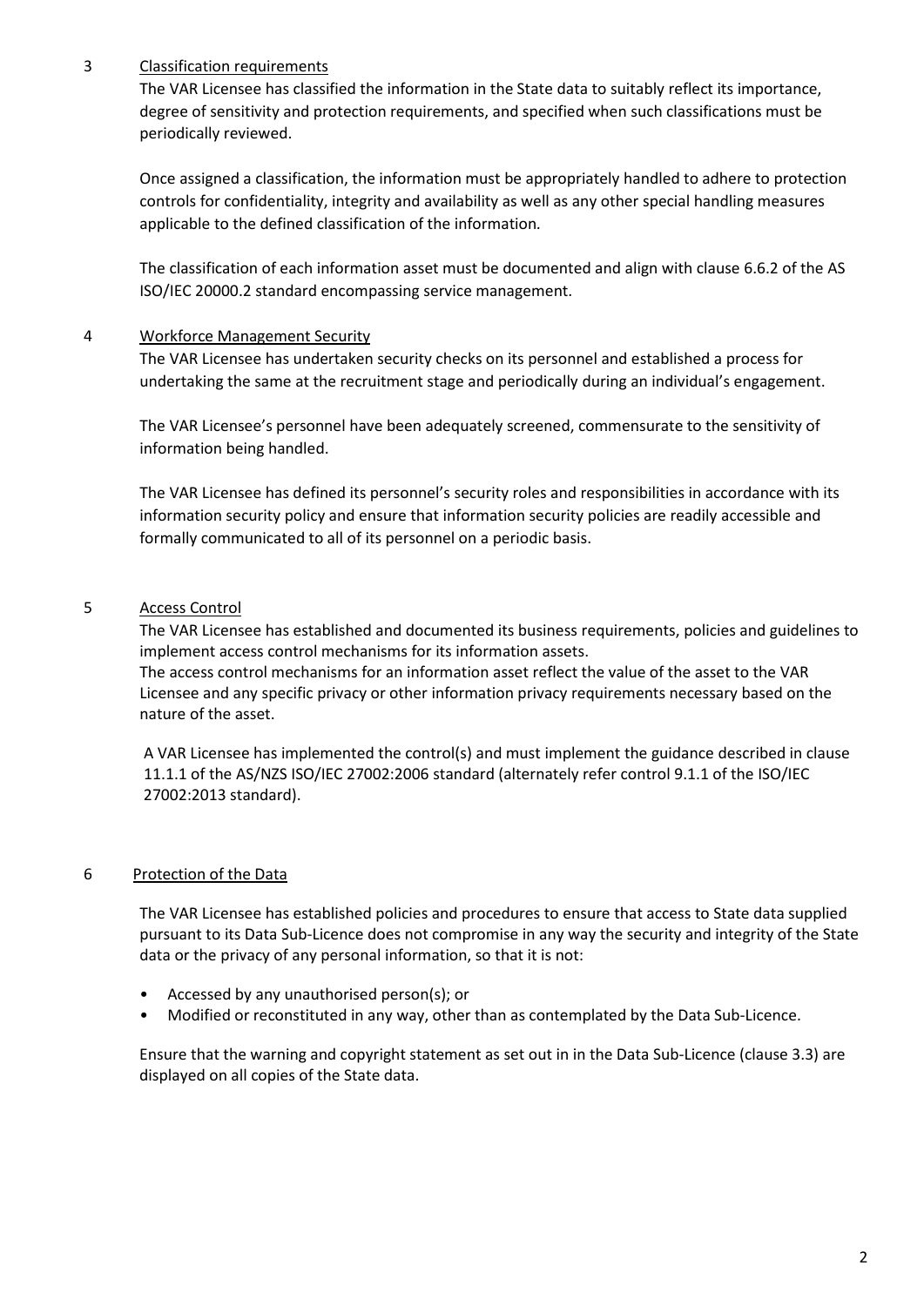## 3 Classification requirements

The VAR Licensee has classified the information in the State data to suitably reflect its importance, degree of sensitivity and protection requirements, and specified when such classifications must be periodically reviewed.

Once assigned a classification, the information must be appropriately handled to adhere to protection controls for confidentiality, integrity and availability as well as any other special handling measures applicable to the defined classification of the information.

The classification of each information asset must be documented and align with clause 6.6.2 of the AS ISO/IEC 20000.2 standard encompassing service management.

## 4 Workforce Management Security

The VAR Licensee has undertaken security checks on its personnel and established a process for undertaking the same at the recruitment stage and periodically during an individual's engagement.

The VAR Licensee's personnel have been adequately screened, commensurate to the sensitivity of information being handled.

The VAR Licensee has defined its personnel's security roles and responsibilities in accordance with its information security policy and ensure that information security policies are readily accessible and formally communicated to all of its personnel on a periodic basis.

## 5 Access Control

The VAR Licensee has established and documented its business requirements, policies and guidelines to implement access control mechanisms for its information assets.
The access control mechanisms for an information asset reflect the value of the asset to the VAR Licensee and any specific privacy or other information privacy requirements necessary based on the nature of the asset.

A VAR Licensee has implemented the control(s) and must implement the guidance described in clause 11.1.1 of the AS/NZS ISO/IEC 27002:2006 standard (alternately refer control 9.1.1 of the ISO/IEC 27002:2013 standard).

## 6 Protection of the Data

The VAR Licensee has established policies and procedures to ensure that access to State data supplied pursuant to its Data Sub-Licence does not compromise in any way the security and integrity of the State data or the privacy of any personal information, so that it is not:

- Accessed by any unauthorised person(s); or
- Modified or reconstituted in any way, other than as contemplated by the Data Sub-Licence.

Ensure that the warning and copyright statement as set out in in the Data Sub-Licence (clause 3.3) are displayed on all copies of the State data.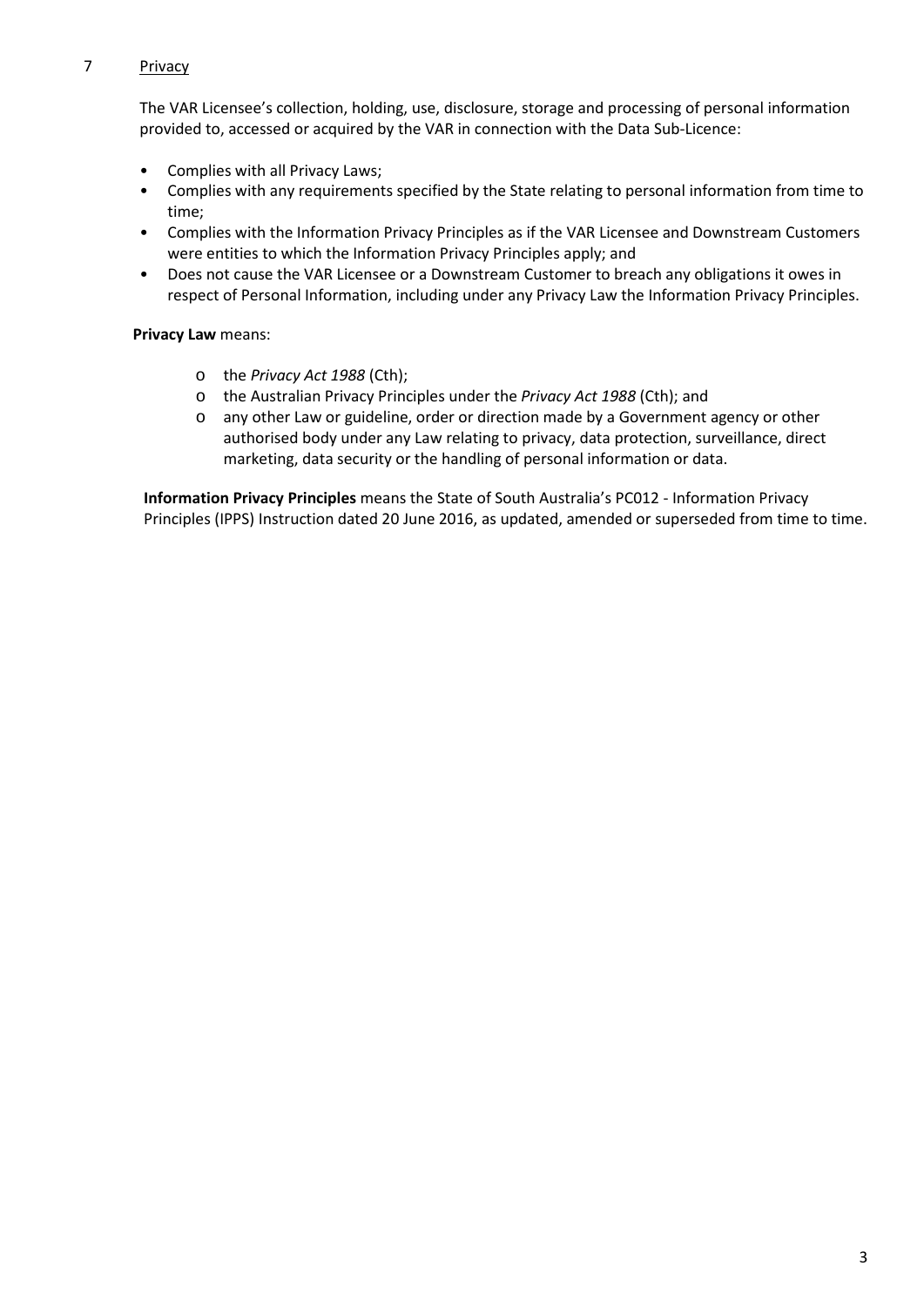## 7 Privacy

The VAR Licensee's collection, holding, use, disclosure, storage and processing of personal information provided to, accessed or acquired by the VAR in connection with the Data Sub-Licence:

- Complies with all Privacy Laws;
- Complies with any requirements specified by the State relating to personal information from time to time;
- Complies with the Information Privacy Principles as if the VAR Licensee and Downstream Customers were entities to which the Information Privacy Principles apply; and
- Does not cause the VAR Licensee or a Downstream Customer to breach any obligations it owes in respect of Personal Information, including under any Privacy Law the Information Privacy Principles.

**Privacy Law** means:

- the *Privacy Act 1988* (Cth);
- the Australian Privacy Principles under the *Privacy Act 1988* (Cth); and
- any other Law or guideline, order or direction made by a Government agency or other authorised body under any Law relating to privacy, data protection, surveillance, direct marketing, data security or the handling of personal information or data.

**Information Privacy Principles** means the State of South Australia's PC012 - Information Privacy Principles (IPPS) Instruction dated 20 June 2016, as updated, amended or superseded from time to time.